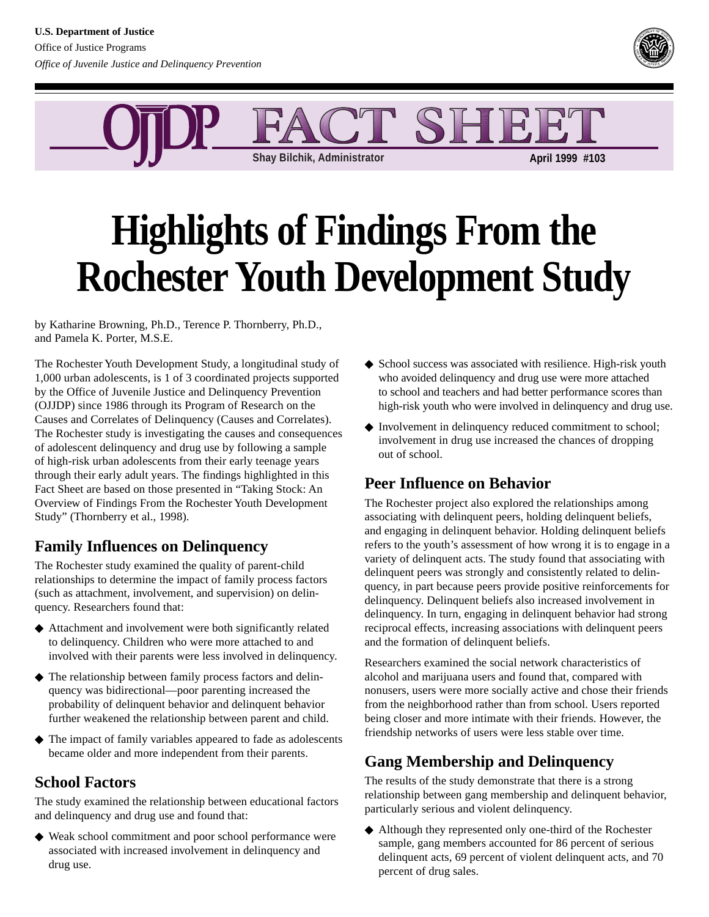U.S. Department of Justice
Office of Justice Programs
*Office of Juvenile Justice and Delinquency Prevention*

OJJDP FACT SHEET

Shay Bilchik, Administrator

April 1999 #103

# Highlights of Findings From the Rochester Youth Development Study

by Katharine Browning, Ph.D., Terence P. Thornberry, Ph.D., and Pamela K. Porter, M.S.E.

The Rochester Youth Development Study, a longitudinal study of 1,000 urban adolescents, is 1 of 3 coordinated projects supported by the Office of Juvenile Justice and Delinquency Prevention (OJJDP) since 1986 through its Program of Research on the Causes and Correlates of Delinquency (Causes and Correlates). The Rochester study is investigating the causes and consequences of adolescent delinquency and drug use by following a sample of high-risk urban adolescents from their early teenage years through their early adult years. The findings highlighted in this Fact Sheet are based on those presented in "Taking Stock: An Overview of Findings From the Rochester Youth Development Study" (Thornberry et al., 1998).

## Family Influences on Delinquency

The Rochester study examined the quality of parent-child relationships to determine the impact of family process factors (such as attachment, involvement, and supervision) on delinquency. Researchers found that:

- Attachment and involvement were both significantly related to delinquency. Children who were more attached to and involved with their parents were less involved in delinquency.
- The relationship between family process factors and delinquency was bidirectional—poor parenting increased the probability of delinquent behavior and delinquent behavior further weakened the relationship between parent and child.
- The impact of family variables appeared to fade as adolescents became older and more independent from their parents.

## School Factors

The study examined the relationship between educational factors and delinquency and drug use and found that:

- Weak school commitment and poor school performance were associated with increased involvement in delinquency and drug use.
- School success was associated with resilience. High-risk youth who avoided delinquency and drug use were more attached to school and teachers and had better performance scores than high-risk youth who were involved in delinquency and drug use.
- Involvement in delinquency reduced commitment to school; involvement in drug use increased the chances of dropping out of school.

## Peer Influence on Behavior

The Rochester project also explored the relationships among associating with delinquent peers, holding delinquent beliefs, and engaging in delinquent behavior. Holding delinquent beliefs refers to the youth's assessment of how wrong it is to engage in a variety of delinquent acts. The study found that associating with delinquent peers was strongly and consistently related to delinquency, in part because peers provide positive reinforcements for delinquency. Delinquent beliefs also increased involvement in delinquency. In turn, engaging in delinquent behavior had strong reciprocal effects, increasing associations with delinquent peers and the formation of delinquent beliefs.

Researchers examined the social network characteristics of alcohol and marijuana users and found that, compared with nonusers, users were more socially active and chose their friends from the neighborhood rather than from school. Users reported being closer and more intimate with their friends. However, the friendship networks of users were less stable over time.

## Gang Membership and Delinquency

The results of the study demonstrate that there is a strong relationship between gang membership and delinquent behavior, particularly serious and violent delinquency.

- Although they represented only one-third of the Rochester sample, gang members accounted for 86 percent of serious delinquent acts, 69 percent of violent delinquent acts, and 70 percent of drug sales.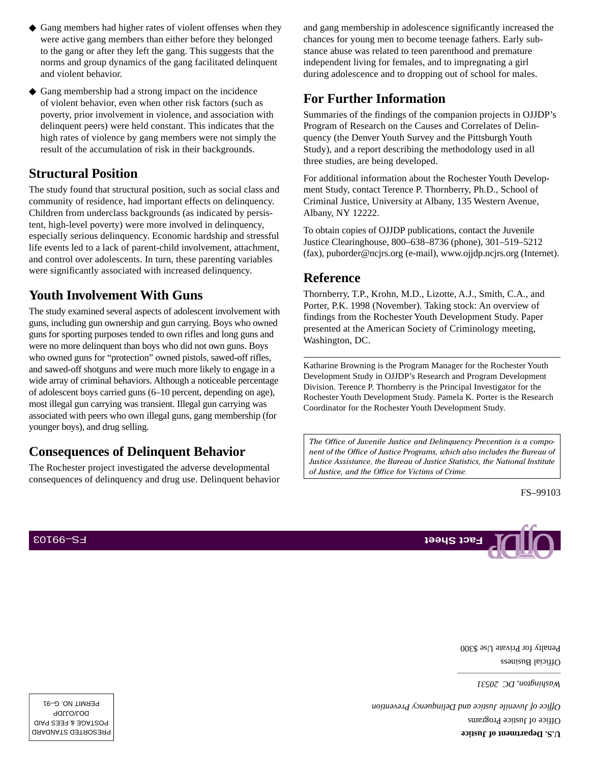- ◆ Gang members had higher rates of violent offenses when they were active gang members than either before they belonged to the gang or after they left the gang. This suggests that the norms and group dynamics of the gang facilitated delinquent and violent behavior.
- ◆ Gang membership had a strong impact on the incidence of violent behavior, even when other risk factors (such as poverty, prior involvement in violence, and association with delinquent peers) were held constant. This indicates that the high rates of violence by gang members were not simply the result of the accumulation of risk in their backgrounds.

## Structural Position

The study found that structural position, such as social class and community of residence, had important effects on delinquency. Children from underclass backgrounds (as indicated by persistent, high-level poverty) were more involved in delinquency, especially serious delinquency. Economic hardship and stressful life events led to a lack of parent-child involvement, attachment, and control over adolescents. In turn, these parenting variables were significantly associated with increased delinquency.

## Youth Involvement With Guns

The study examined several aspects of adolescent involvement with guns, including gun ownership and gun carrying. Boys who owned guns for sporting purposes tended to own rifles and long guns and were no more delinquent than boys who did not own guns. Boys who owned guns for "protection" owned pistols, sawed-off rifles, and sawed-off shotguns and were much more likely to engage in a wide array of criminal behaviors. Although a noticeable percentage of adolescent boys carried guns (6–10 percent, depending on age), most illegal gun carrying was transient. Illegal gun carrying was associated with peers who own illegal guns, gang membership (for younger boys), and drug selling.

## Consequences of Delinquent Behavior

The Rochester project investigated the adverse developmental consequences of delinquency and drug use. Delinquent behavior and gang membership in adolescence significantly increased the chances for young men to become teenage fathers. Early substance abuse was related to teen parenthood and premature independent living for females, and to impregnating a girl during adolescence and to dropping out of school for males.

## For Further Information

Summaries of the findings of the companion projects in OJJDP's Program of Research on the Causes and Correlates of Delinquency (the Denver Youth Survey and the Pittsburgh Youth Study), and a report describing the methodology used in all three studies, are being developed.

For additional information about the Rochester Youth Development Study, contact Terence P. Thornberry, Ph.D., School of Criminal Justice, University at Albany, 135 Western Avenue, Albany, NY 12222.

To obtain copies of OJJDP publications, contact the Juvenile Justice Clearinghouse, 800–638–8736 (phone), 301–519–5212 (fax), puborder@ncjrs.org (e-mail), www.ojjdp.ncjrs.org (Internet).

## Reference

Thornberry, T.P., Krohn, M.D., Lizotte, A.J., Smith, C.A., and Porter, P.K. 1998 (November). Taking stock: An overview of findings from the Rochester Youth Development Study. Paper presented at the American Society of Criminology meeting, Washington, DC.

---

Katharine Browning is the Program Manager for the Rochester Youth Development Study in OJJDP's Research and Program Development Division. Terence P. Thornberry is the Principal Investigator for the Rochester Youth Development Study. Pamela K. Porter is the Research Coordinator for the Rochester Youth Development Study.

*The Office of Juvenile Justice and Delinquency Prevention is a component of the Office of Justice Programs, which also includes the Bureau of Justice Assistance, the Bureau of Justice Statistics, the National Institute of Justice, and the Office for Victims of Crime.*

FS–99103

OJJDP **Fact Sheet** FS–99103

**U.S. Department of Justice**
Office of Justice Programs
*Office of Juvenile Justice and Delinquency Prevention*

*Washington, DC 20531*

Official Business
Penalty for Private Use $300

PRESORTED STANDARD
POSTAGE & FEES PAID
DOJ/OJJDP
PERMIT NO. G–91